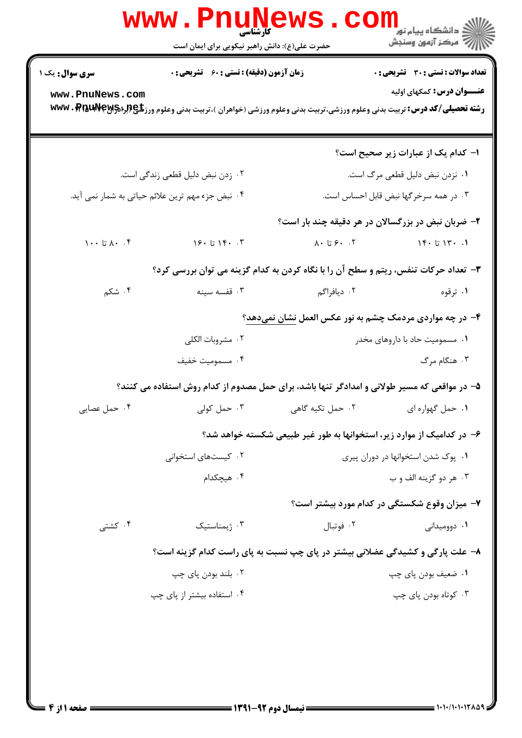**سری سوال:** یک ۱

**زمان آزمون (دقیقه) : تستی : ۶۰ تشریحی : ۰**

**تعداد سوالات : تستی : ۳۰ تشریحی : ۰**

**عنـــوان درس:** کمکهای اولیه

**رشته تحصیلی/کد درس:** تربیت بدنی وعلوم ورزشی،تربیت بدنی وعلوم ورزشی (خواهران )،تربیت بدنی وعلوم ورزشی (برادران) ۱۲۱۵۰۹۷

**۱- کدام یک از عبارات زیر صحیح است؟**

۱. نزدن نبض دلیل قطعی مرگ است.

۲. زدن نبض دلیل قطعی زندگی است.

۳. در همه سرخرگها نبض قابل احساس است.

۴. نبض جزء مهم ترین علائم حیاتی به شمار نمی آید.

**۲- ضربان نبض در بزرگسالان در هر دقیقه چند بار است؟**

۱. ۱۳۰ تا ۱۴۰

۲. ۶۰ تا ۸۰

۳. ۱۴۰ تا ۱۶۰

۴. ۸۰ تا ۱۰۰

**۳- تعداد حرکات تنفس، ریتم و سطح آن را با نگاه کردن به کدام گزینه می توان بررسی کرد؟**

۱. ترقوه

۲. دیافراگم

۳. قفسه سینه

۴. شکم

**۴- در چه مواردی مردمک چشم به نور عکس العمل نشان نمی‌دهد؟**

۱. مسمومیت حاد با داروهای مخدر

۲. مشروبات الکلی

۳. هنگام مرگ

۴. مسمومیت خفیف

**۵- در مواقعی که مسیر طولانی و امدادگر تنها باشد، برای حمل مصدوم از کدام روش استفاده می کنند؟**

۱. حمل گهواره ای

۲. حمل تکیه گاهی

۳. حمل کولی

۴. حمل عصایی

**۶- در کدامیک از موارد زیر، استخوانها به طور غیر طبیعی شکسته خواهد شد؟**

۱. پوک شدن استخوانها در دوران پیری

۲. کیست‌های استخوانی

۳. هر دو گزینه الف و ب

۴. هیچکدام

**۷- میزان وقوع شکستگی در کدام مورد بیشتر است؟**

۱. دوومیدانی

۲. فوتبال

۳. ژیمناستیک

۴. کشتی

**۸- علت پارگی و کشیدگی عضلانی بیشتر در پای چپ نسبت به پای راست کدام گزینه است؟**

۱. ضعیف بودن پای چپ

۲. بلند بودن پای چپ

۳. کوتاه بودن پای چپ

۴. استفاده بیشتر از پای چپ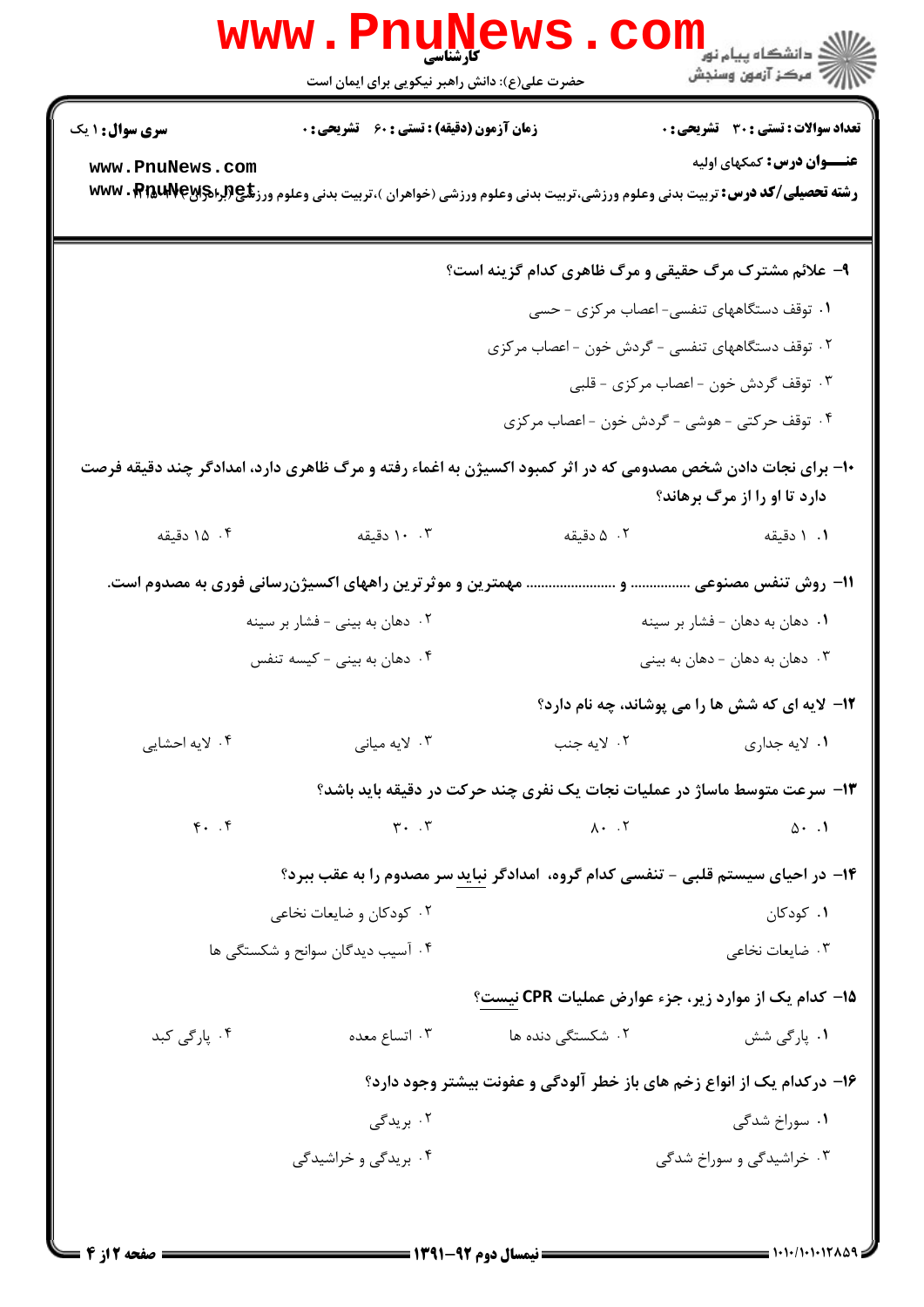۹- علائم مشترک مرگ حقیقی و مرگ ظاهری کدام گزینه است؟

۱. توقف دستگاههای تنفسی- اعصاب مرکزی - حسی

۲. توقف دستگاههای تنفسی - گردش خون - اعصاب مرکزی

۳. توقف گردش خون - اعصاب مرکزی - قلبی

۴. توقف حرکتی - هوشی - گردش خون - اعصاب مرکزی

۱۰- برای نجات دادن شخص مصدومی که در اثر کمبود اکسیژن به اغماء رفته و مرگ ظاهری دارد، امدادگر چند دقیقه فرصت دارد تا او را از مرگ برهاند؟

۱. ۱ دقیقه

۲. ۵ دقیقه

۳. ۱۰ دقیقه

۴. ۱۵ دقیقه

۱۱- روش تنفس مصنوعی ................ و ........................ مهمترین و موثرترین راههای اکسیژن‌رسانی فوری به مصدوم است.

۱. دهان به دهان - فشار بر سینه

۲. دهان به بینی - فشار بر سینه

۳. دهان به دهان - دهان به بینی

۴. دهان به بینی - کیسه تنفس

۱۲- لایه ای که شش ها را می پوشاند، چه نام دارد؟

۱. لایه جداری

۲. لایه جنب

۳. لایه میانی

۴. لایه احشایی

۱۳- سرعت متوسط ماساژ در عملیات نجات یک نفری چند حرکت در دقیقه باید باشد؟

۱. ۵۰

۲. ۸۰

۳. ۳۰

۴. ۴۰

۱۴- در احیای سیستم قلبی - تنفسی کدام گروه، امدادگر **نباید** سر مصدوم را به عقب ببرد؟

۱. کودکان

۲. کودکان و ضایعات نخاعی

۳. ضایعات نخاعی

۴. آسیب دیدگان سوانح و شکستگی ها

۱۵- کدام یک از موارد زیر، جزء عوارض عملیات CPR **نیست**؟

۱. پارگی شش

۲. شکستگی دنده ها

۳. اتساع معده

۴. پارگی کبد

۱۶- درکدام یک از انواع زخم های باز خطر آلودگی و عفونت بیشتر وجود دارد؟

۱. سوراخ شدگی

۲. بریدگی

۳. خراشیدگی و سوراخ شدگی

۴. بریدگی و خراشیدگی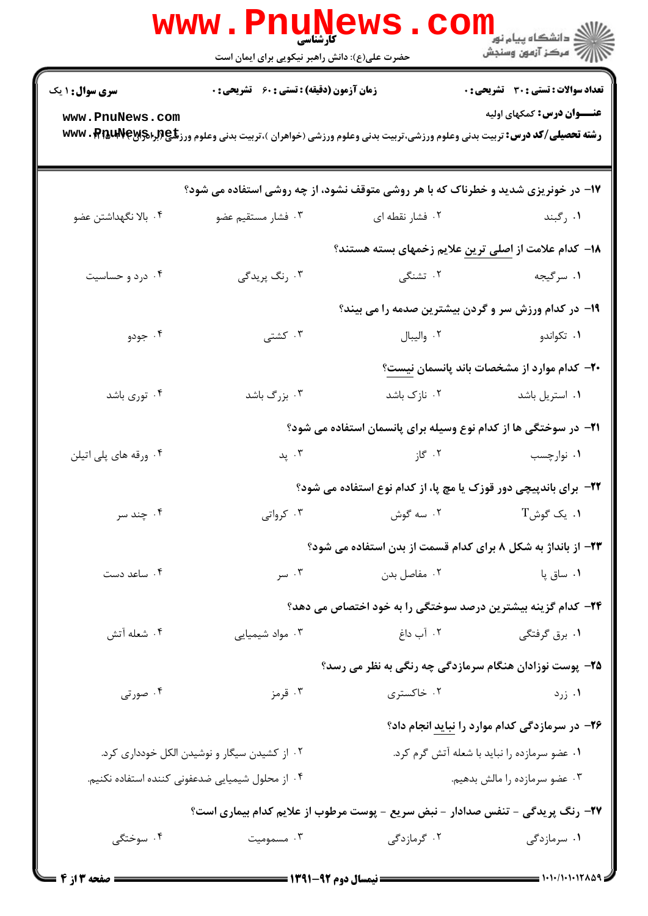**سری سوال:** ۱ یک | **زمان آزمون (دقیقه) : تستی :** ۶۰ **تشریحی :** ۰ | **تعداد سوالات : تستی :** ۳۰ **تشریحی :** ۰

**عنـــوان درس:** کمکهای اولیه

**رشته تحصیلی/کد درس:** تربیت بدنی وعلوم ورزشی،تربیت بدنی وعلوم ورزشی (خواهران )،تربیت بدنی وعلوم ورزشی (برادران) ۱۲۱۵۰۴۷

۱۷- در خونریزی شدید و خطرناک که با هر روشی متوقف نشود، از چه روشی استفاده می شود؟

۱. رگبند
۲. فشار نقطه ای
۳. فشار مستقیم عضو
۴. بالا نگهداشتن عضو

۱۸- کدام علامت از اصلی ترین علایم زخمهای بسته هستند؟

۱. سرگیجه
۲. تشنگی
۳. رنگ پریدگی
۴. درد و حساسیت

۱۹- در کدام ورزش سر و گردن بیشترین صدمه را می بیند؟

۱. تکواندو
۲. والیبال
۳. کشتی
۴. جودو

۲۰- کدام موارد از مشخصات باند پانسمان نیست؟

۱. استریل باشد
۲. نازک باشد
۳. بزرگ باشد
۴. توری باشد

۲۱- در سوختگی ها از کدام نوع وسیله برای پانسمان استفاده می شود؟

۱. نوارچسب
۲. گاز
۳. پد
۴. ورقه های پلی اتیلن

۲۲- برای باندپیچی دور قوزک یا مچ پا، از کدام نوع استفاده می شود؟

۱. یک گوشT
۲. سه گوش
۳. کرواتی
۴. چند سر

۲۳- از بانداژ به شکل ۸ برای کدام قسمت از بدن استفاده می شود؟

۱. ساق پا
۲. مفاصل بدن
۳. سر
۴. ساعد دست

۲۴- کدام گزینه بیشترین درصد سوختگی را به خود اختصاص می دهد؟

۱. برق گرفتگی
۲. آب داغ
۳. مواد شیمیایی
۴. شعله آتش

۲۵- پوست نوزادان هنگام سرمازدگی چه رنگی به نظر می رسد؟

۱. زرد
۲. خاکستری
۳. قرمز
۴. صورتی

۲۶- در سرمازدگی کدام موارد را نباید انجام داد؟

۱. عضو سرمازده را نباید با شعله آتش گرم کرد.
۲. از کشیدن سیگار و نوشیدن الکل خودداری کرد.
۳. عضو سرمازده را با مالش بدهیم.
۴. از محلول شیمیایی ضدعفونی کننده استفاده نکنیم.

۲۷- رنگ پریدگی - تنفس صدادار - نبض سریع - پوست مرطوب از علایم کدام بیماری است؟

۱. سرمازدگی
۲. گرمازدگی
۳. مسمومیت
۴. سوختگی

نیمسال دوم ۹۲-۱۳۹۱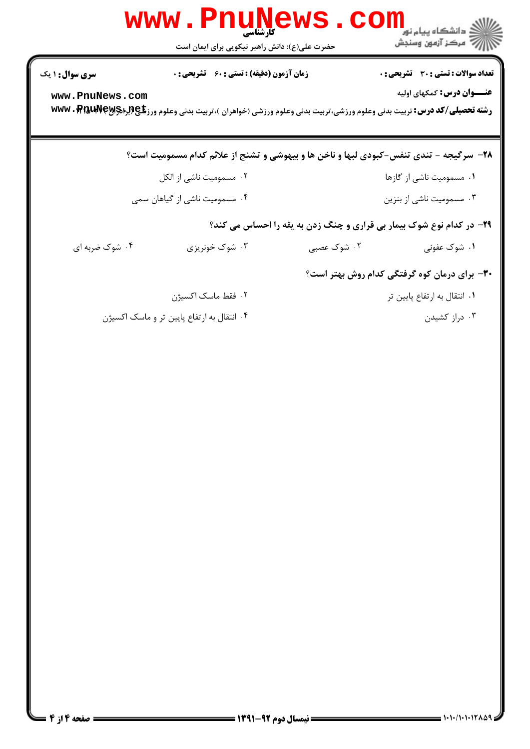۲۸- سرگیجه - تندی تنفس-کبودی لبها و ناخن ها و بیهوشی و تشنج از علائم کدام مسمومیت است؟

۱. مسمومیت ناشی از گازها

۲. مسمومیت ناشی از الکل

۳. مسمومیت ناشی از بنزین

۴. مسمومیت ناشی از گیاهان سمی

۲۹- در کدام نوع شوک بیمار بی قراری و چنگ زدن به یقه را احساس می کند؟

۱. شوک عفونی

۲. شوک عصبی

۳. شوک خونریزی

۴. شوک ضربه ای

۳۰- برای درمان کوه گرفتگی کدام روش بهتر است؟

۱. انتقال به ارتفاع پایین تر

۲. فقط ماسک اکسیژن

۳. دراز کشیدن

۴. انتقال به ارتفاع پایین تر و ماسک اکسیژن